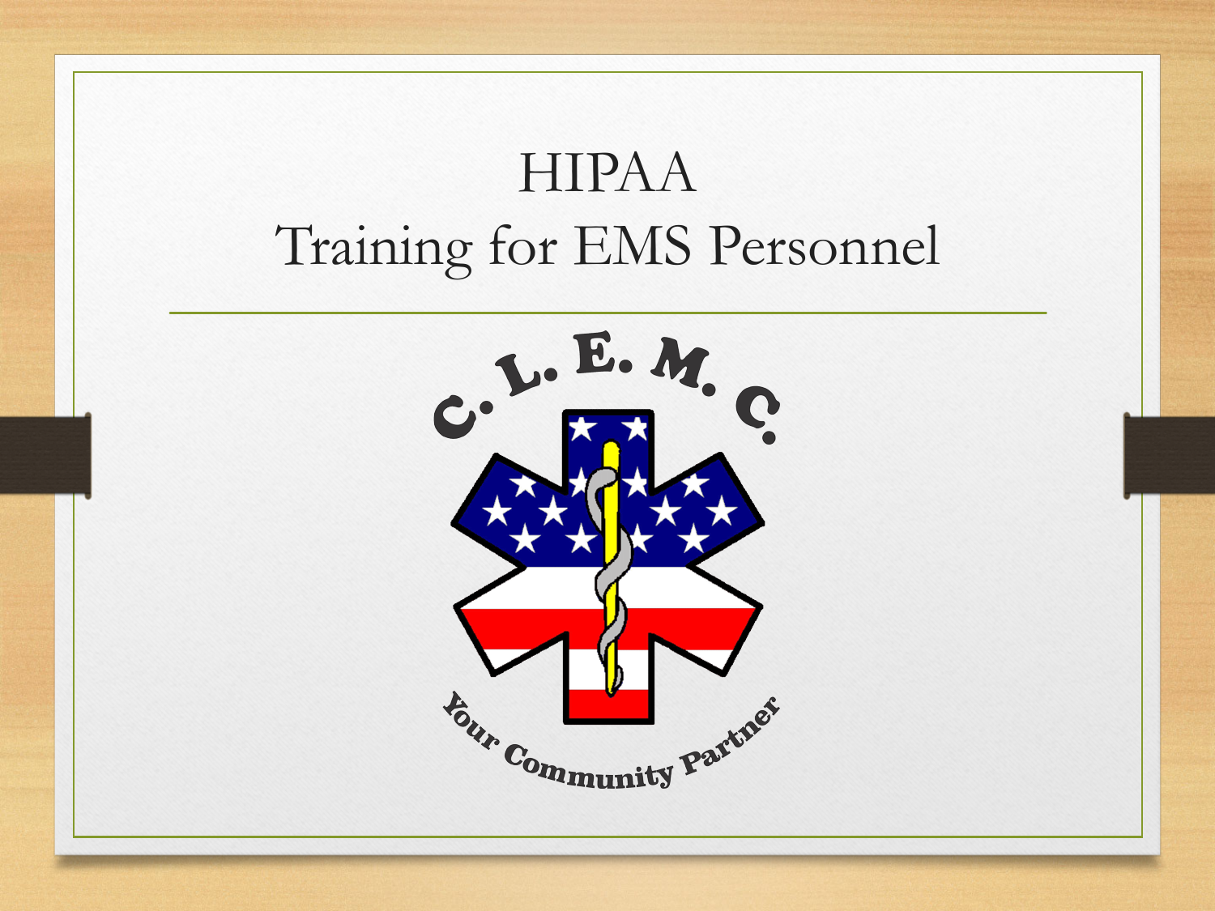# HIPAA
## Training for EMS Personnel

C. L. E. M. C.

Your Community Partner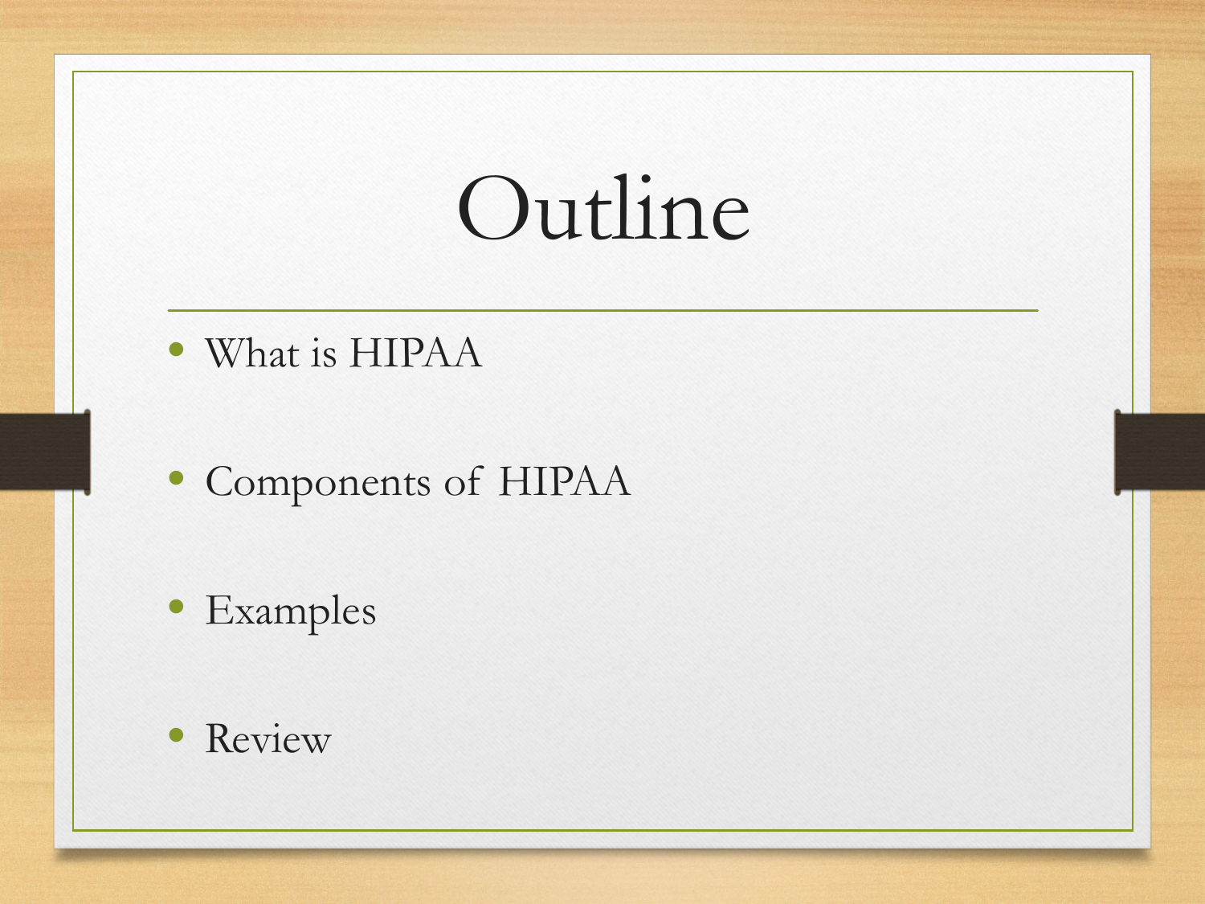# Outline

- What is HIPAA
- Components of HIPAA
- Examples
- Review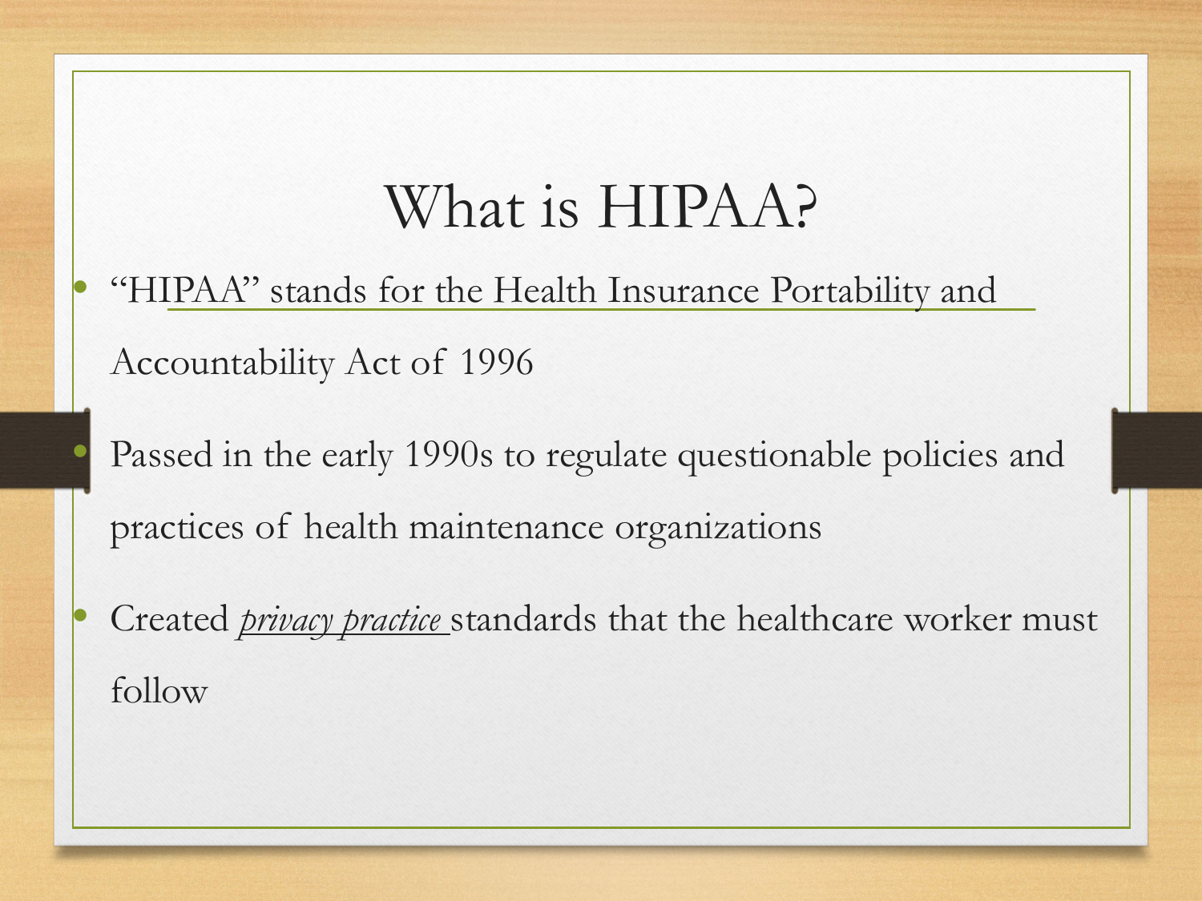# What is HIPAA?

- "HIPAA" stands for the Health Insurance Portability and Accountability Act of 1996
- Passed in the early 1990s to regulate questionable policies and practices of health maintenance organizations
- Created *privacy practice* standards that the healthcare worker must follow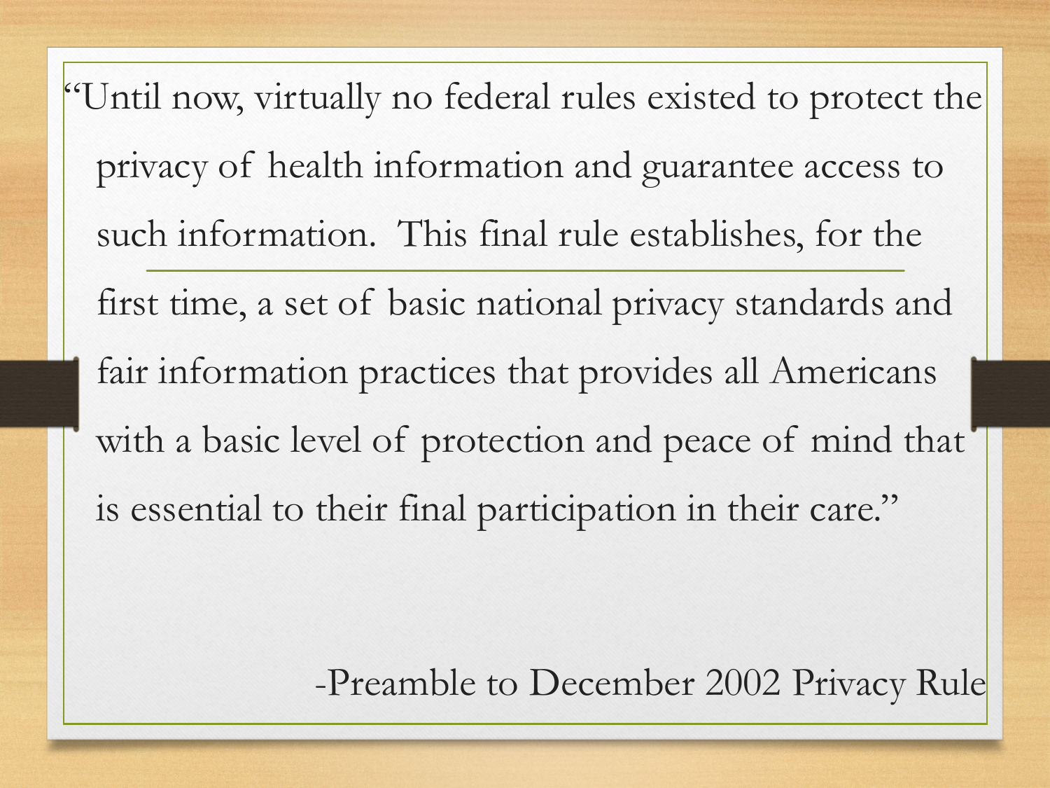"Until now, virtually no federal rules existed to protect the privacy of health information and guarantee access to such information. This final rule establishes, for the first time, a set of basic national privacy standards and fair information practices that provides all Americans with a basic level of protection and peace of mind that is essential to their final participation in their care."

-Preamble to December 2002 Privacy Rule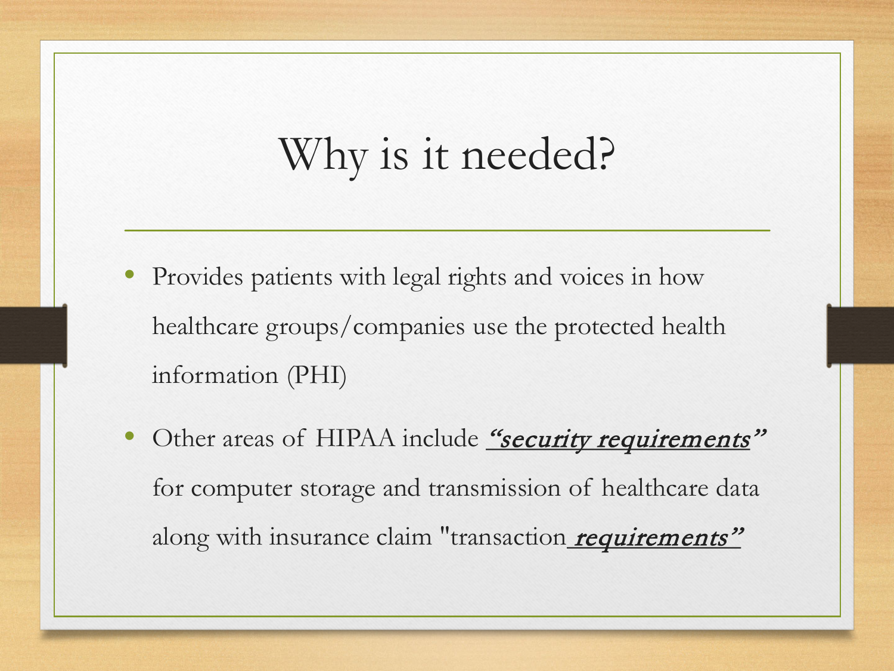# Why is it needed?

- Provides patients with legal rights and voices in how healthcare groups/companies use the protected health information (PHI)
- Other areas of HIPAA include ***"security requirements"*** for computer storage and transmission of healthcare data along with insurance claim "transaction ***requirements"***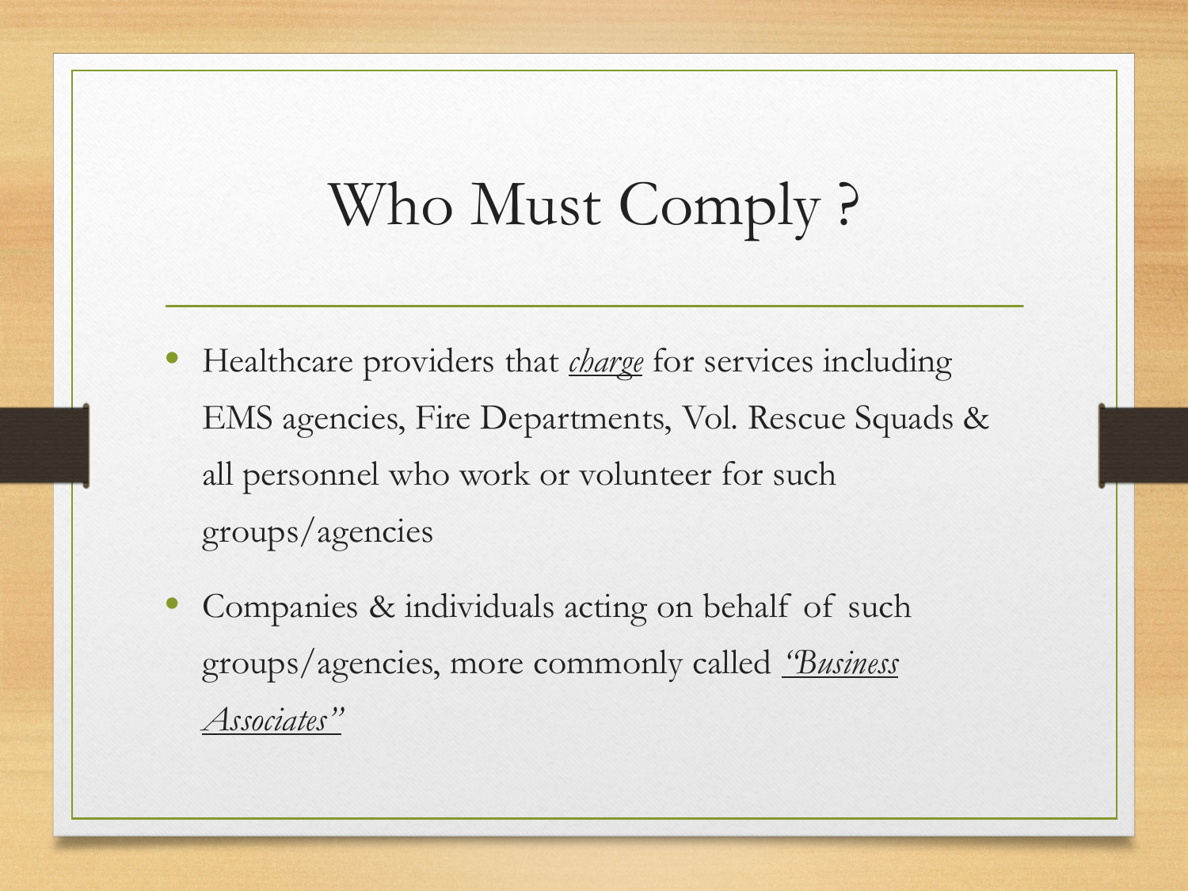# Who Must Comply ?

- Healthcare providers that *charge* for services including EMS agencies, Fire Departments, Vol. Rescue Squads & all personnel who work or volunteer for such groups/agencies
- Companies & individuals acting on behalf of such groups/agencies, more commonly called *"Business Associates"*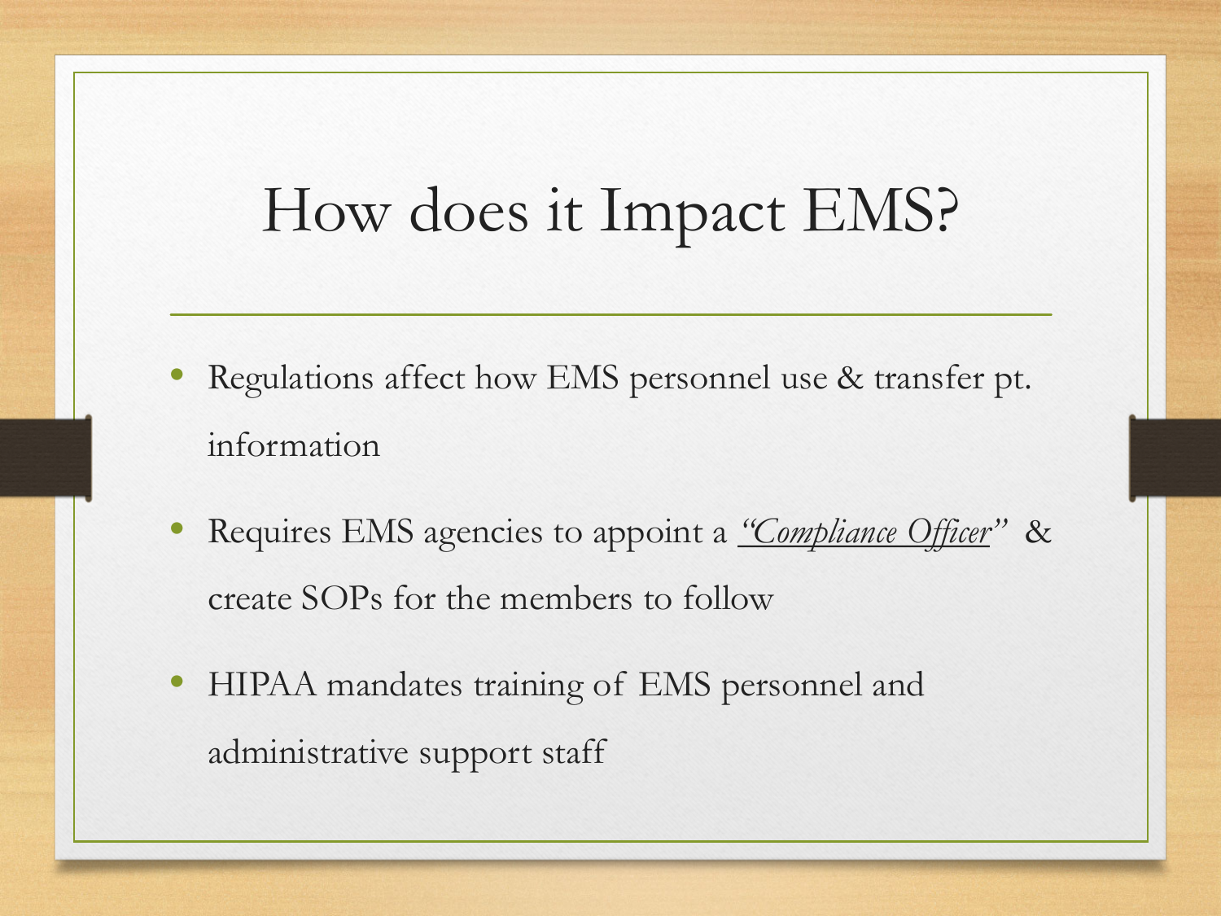# How does it Impact EMS?

- Regulations affect how EMS personnel use & transfer pt. information
- Requires EMS agencies to appoint a ***"Compliance Officer"*** & create SOPs for the members to follow
- HIPAA mandates training of EMS personnel and administrative support staff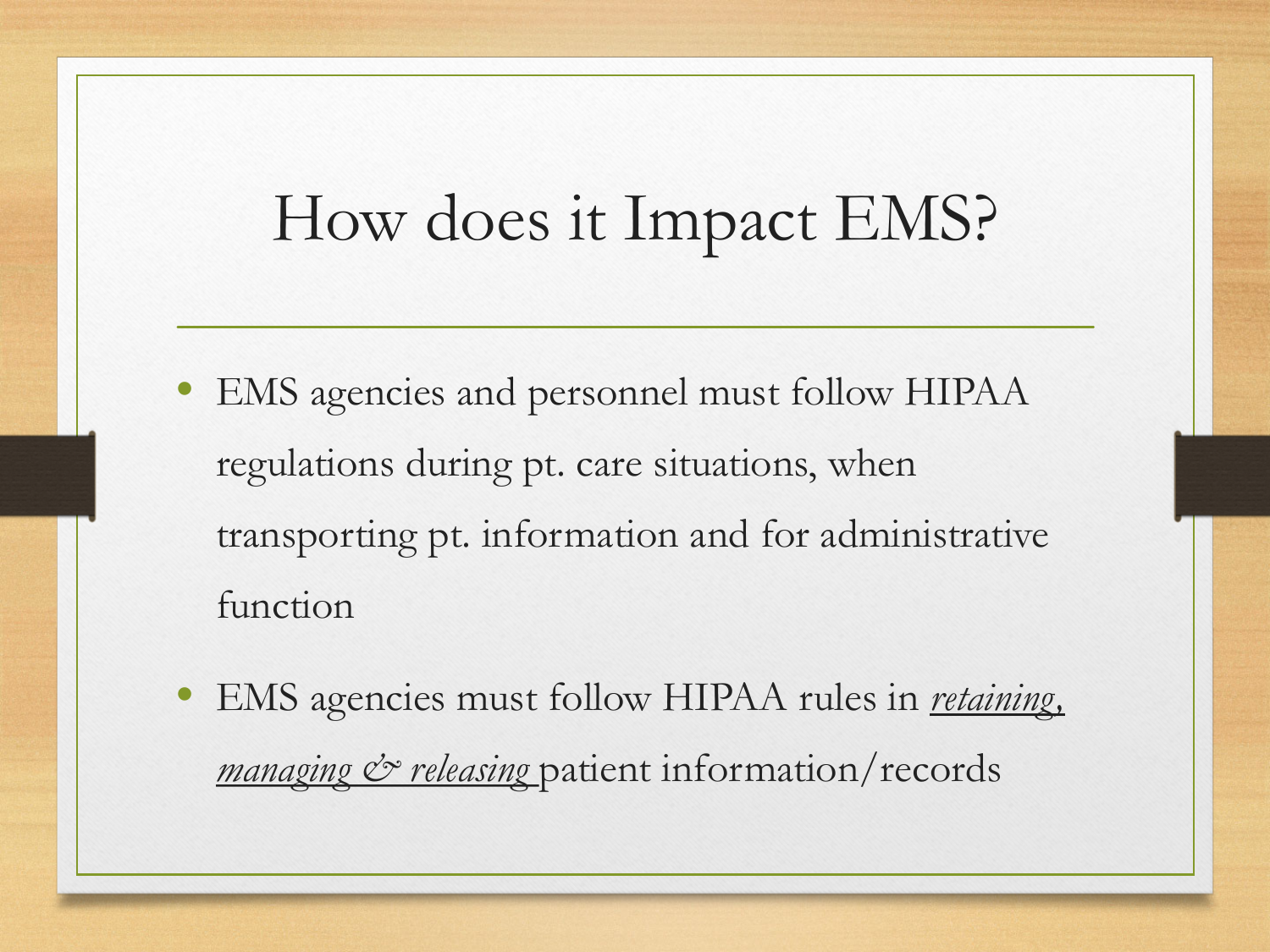# How does it Impact EMS?

- EMS agencies and personnel must follow HIPAA regulations during pt. care situations, when transporting pt. information and for administrative function
- EMS agencies must follow HIPAA rules in ***retaining, managing & releasing*** patient information/records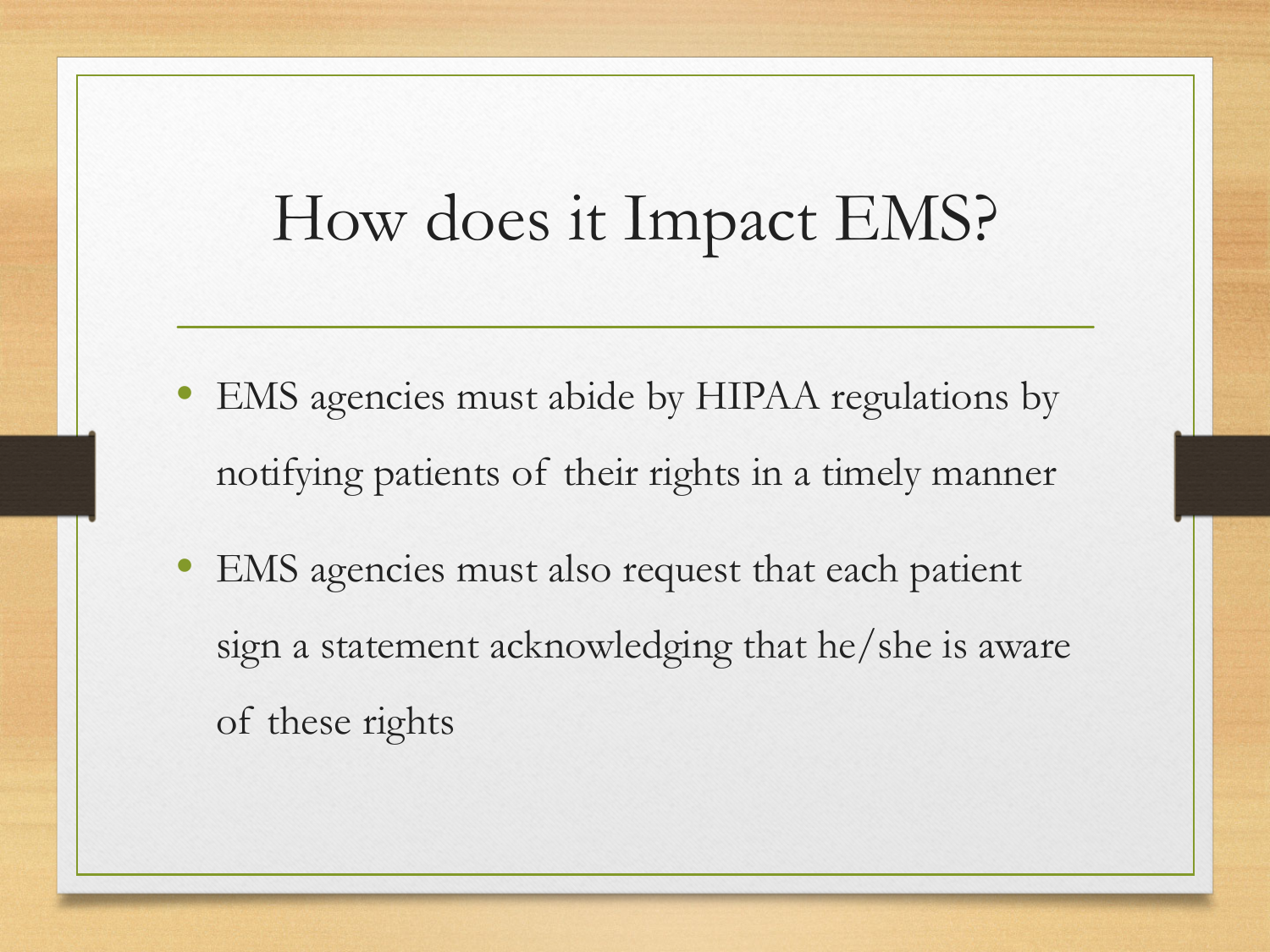# How does it Impact EMS?

- EMS agencies must abide by HIPAA regulations by notifying patients of their rights in a timely manner
- EMS agencies must also request that each patient sign a statement acknowledging that he/she is aware of these rights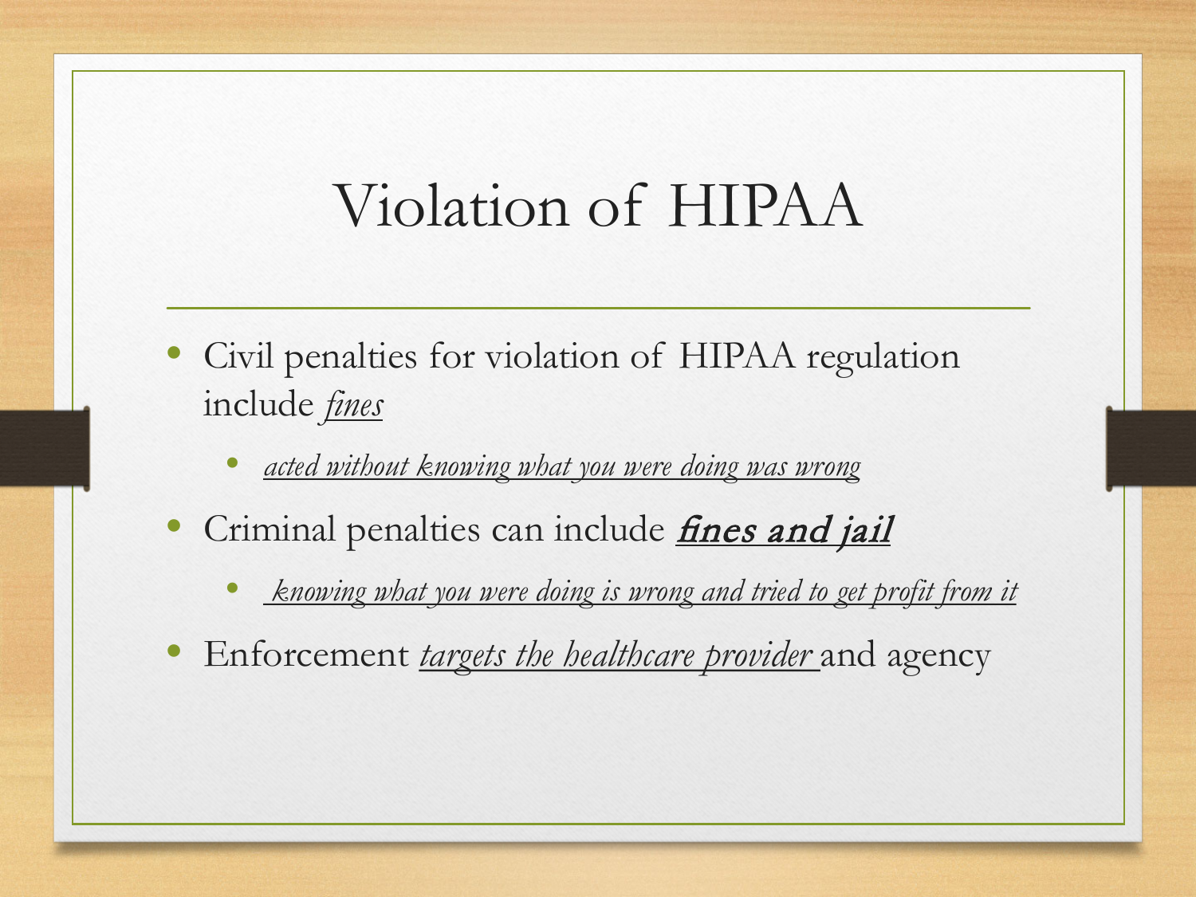# Violation of HIPAA

- Civil penalties for violation of HIPAA regulation include *fines*
  - *acted without knowing what you were doing was wrong*
- Criminal penalties can include ***fines and jail***
  - *knowing what you were doing is wrong and tried to get profit from it*
- Enforcement *targets the healthcare provider* and agency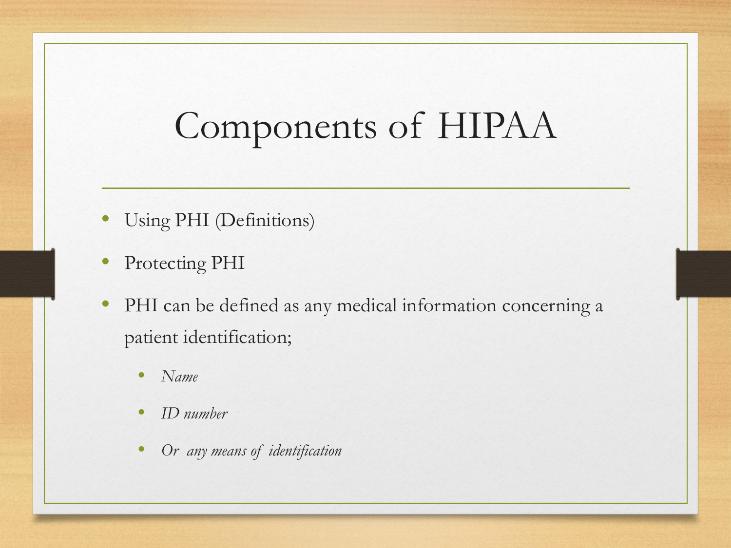# Components of HIPAA

- Using PHI (Definitions)
- Protecting PHI
- PHI can be defined as any medical information concerning a patient identification;
  - *Name*
  - *ID number*
  - *Or any means of identification*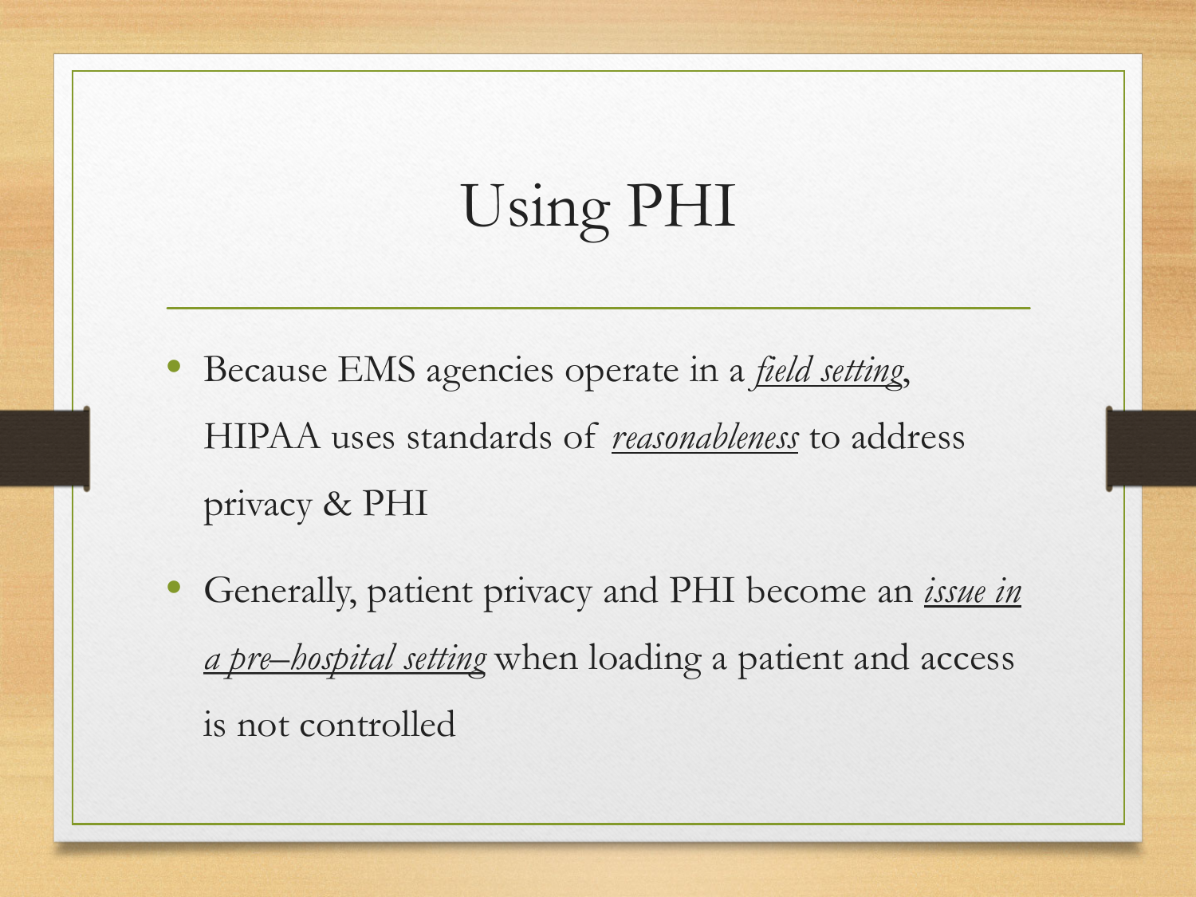# Using PHI

- Because EMS agencies operate in a ***field setting***, HIPAA uses standards of ***reasonableness*** to address privacy & PHI
- Generally, patient privacy and PHI become an ***issue in a pre–hospital setting*** when loading a patient and access is not controlled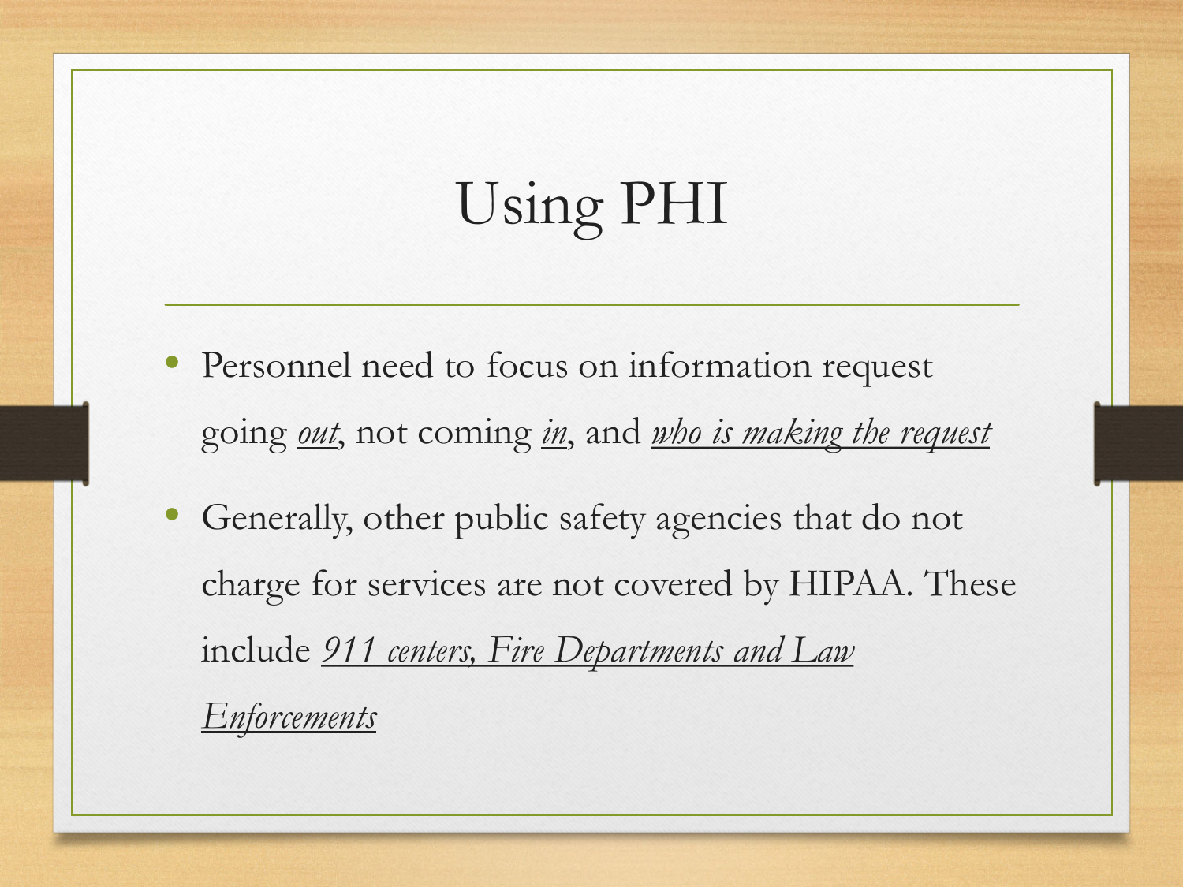# Using PHI

- Personnel need to focus on information request going *out*, not coming *in*, and *who is making the request*
- Generally, other public safety agencies that do not charge for services are not covered by HIPAA. These include *911 centers, Fire Departments and Law Enforcements*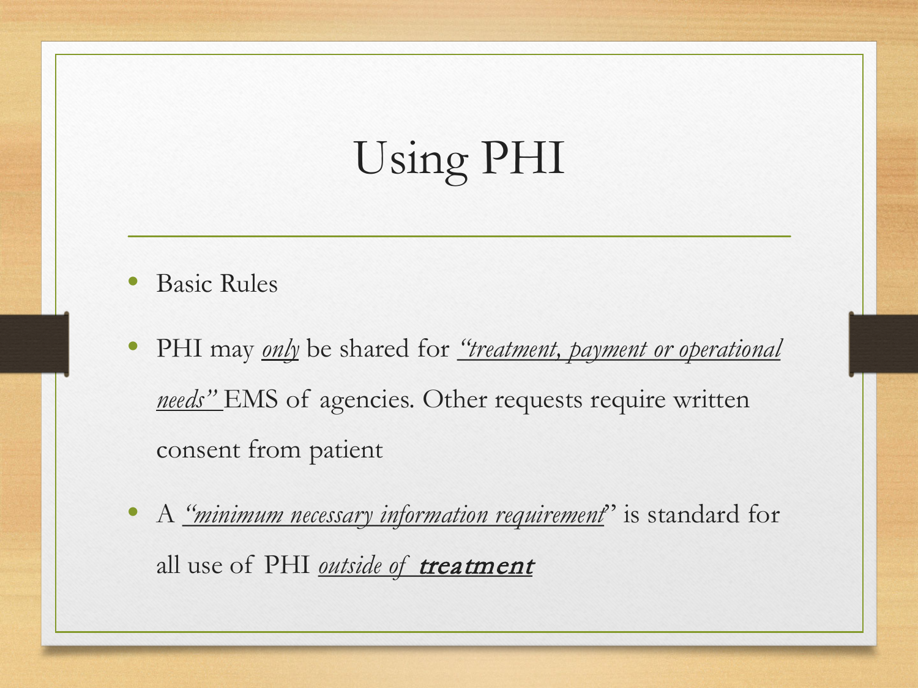# Using PHI

- Basic Rules
- PHI may *only* be shared for *"treatment, payment or operational needs"* EMS of agencies. Other requests require written consent from patient
- A *"minimum necessary information requirement"* is standard for all use of PHI *outside of* ***treatment***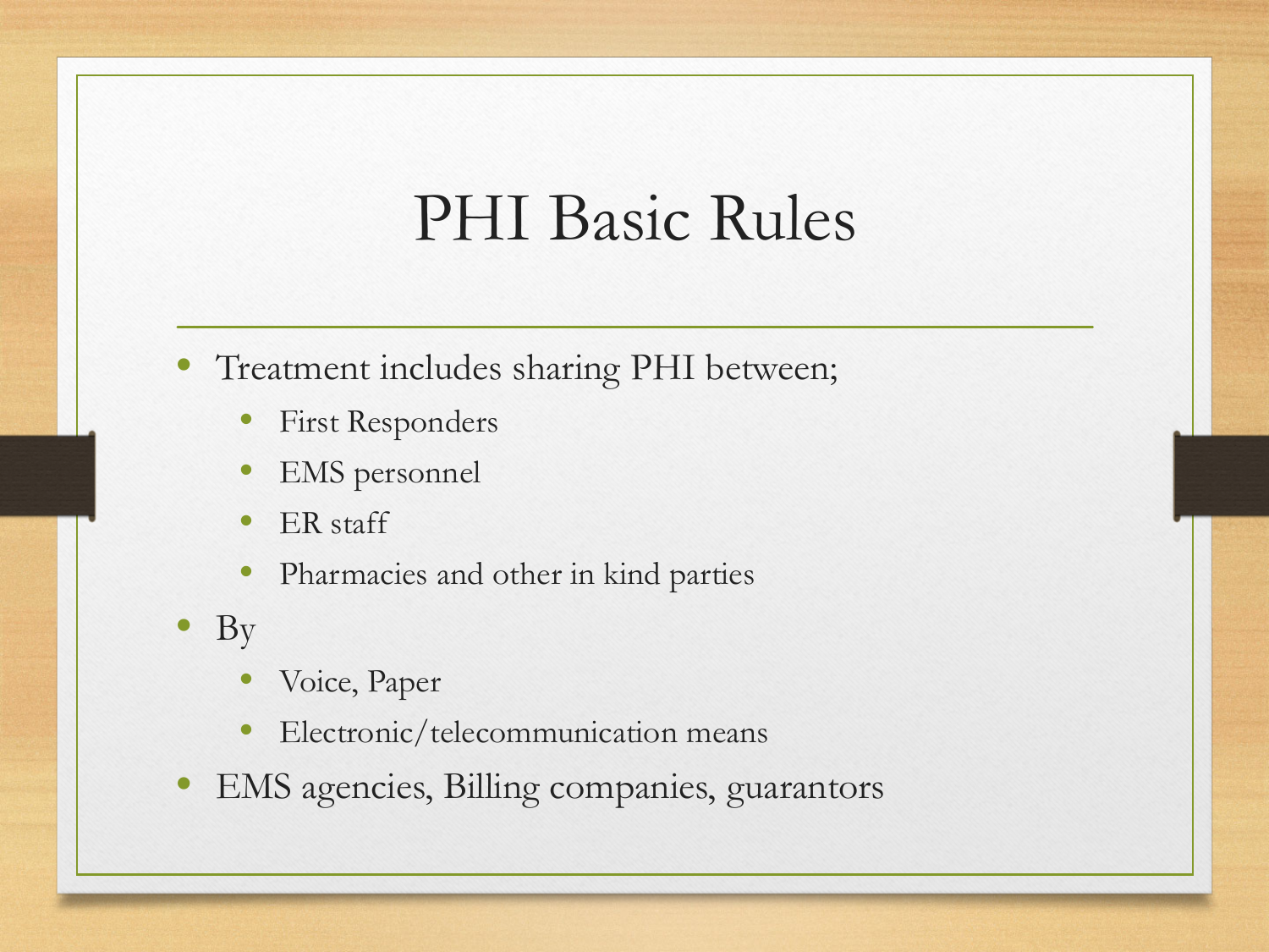# PHI Basic Rules

- Treatment includes sharing PHI between;
  - First Responders
  - EMS personnel
  - ER staff
  - Pharmacies and other in kind parties
- By
  - Voice, Paper
  - Electronic/telecommunication means
- EMS agencies, Billing companies, guarantors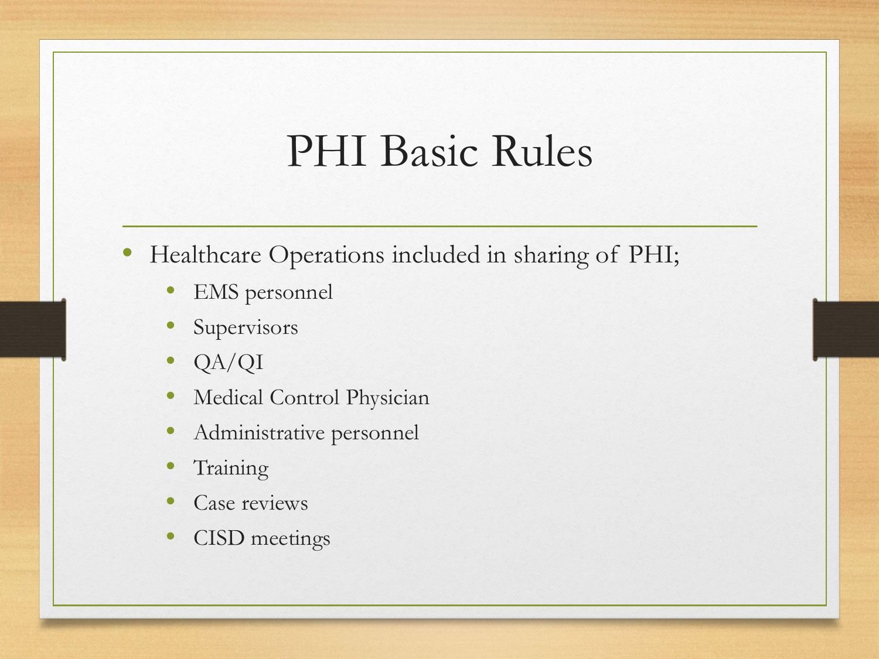# PHI Basic Rules

- Healthcare Operations included in sharing of PHI;
  - EMS personnel
  - Supervisors
  - QA/QI
  - Medical Control Physician
  - Administrative personnel
  - Training
  - Case reviews
  - CISD meetings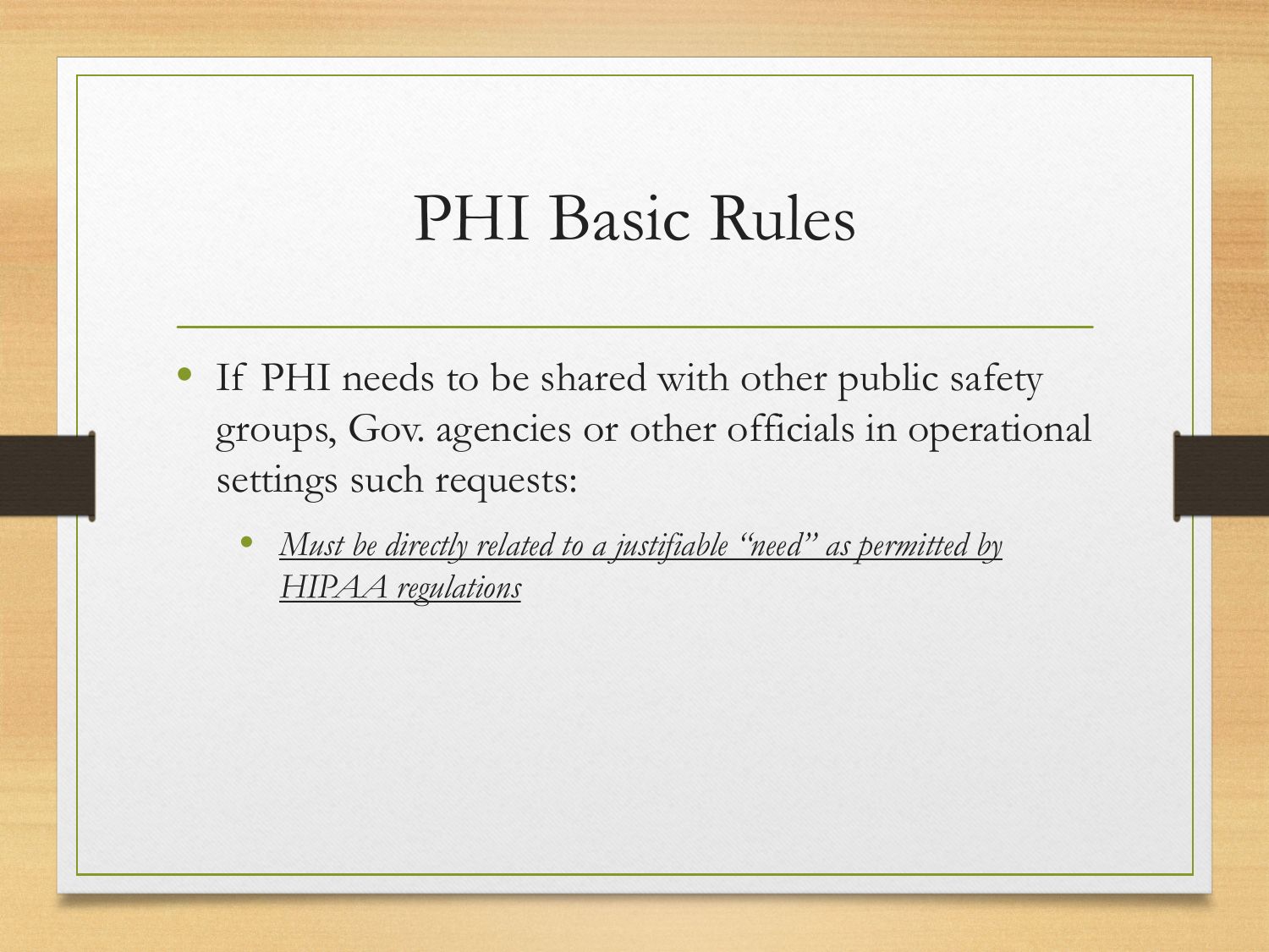# PHI Basic Rules

- If PHI needs to be shared with other public safety groups, Gov. agencies or other officials in operational settings such requests:
  - *<u>Must be directly related to a justifiable "need" as permitted by HIPAA regulations</u>*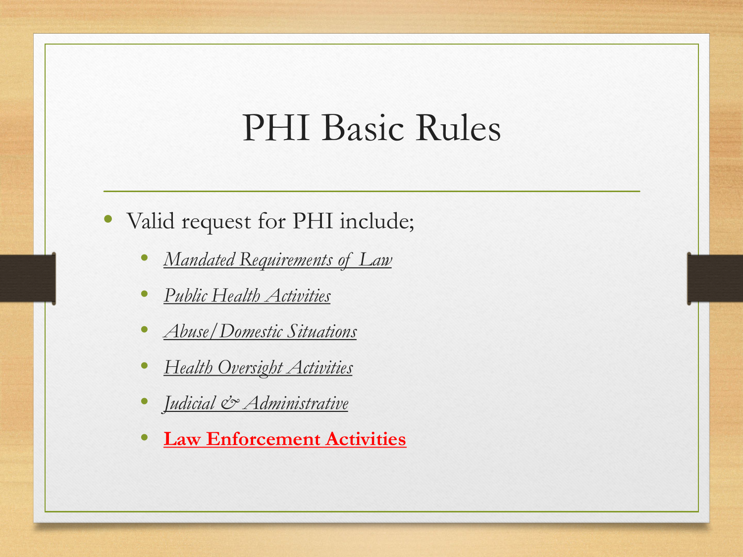# PHI Basic Rules

- Valid request for PHI include;
  - *Mandated Requirements of Law*
  - *Public Health Activities*
  - *Abuse/Domestic Situations*
  - *Health Oversight Activities*
  - *Judicial & Administrative*
  - **Law Enforcement Activities**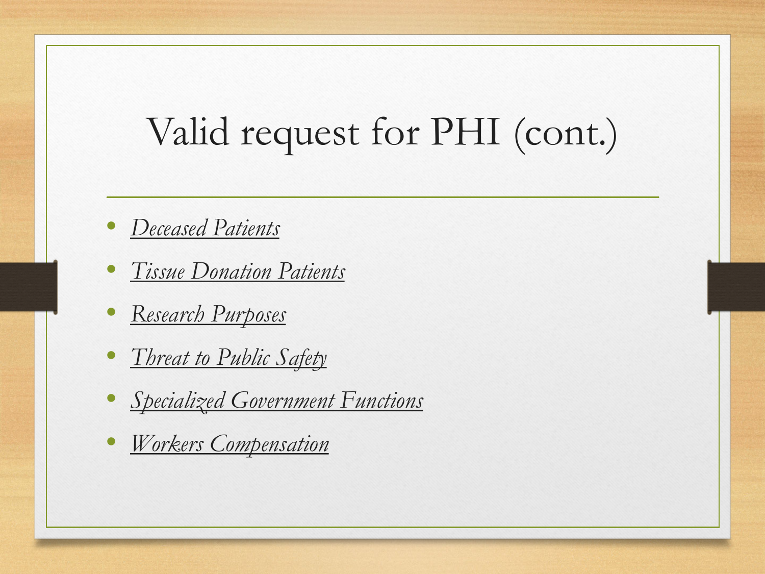# Valid request for PHI (cont.)

- *Deceased Patients*
- *Tissue Donation Patients*
- *Research Purposes*
- *Threat to Public Safety*
- *Specialized Government Functions*
- *Workers Compensation*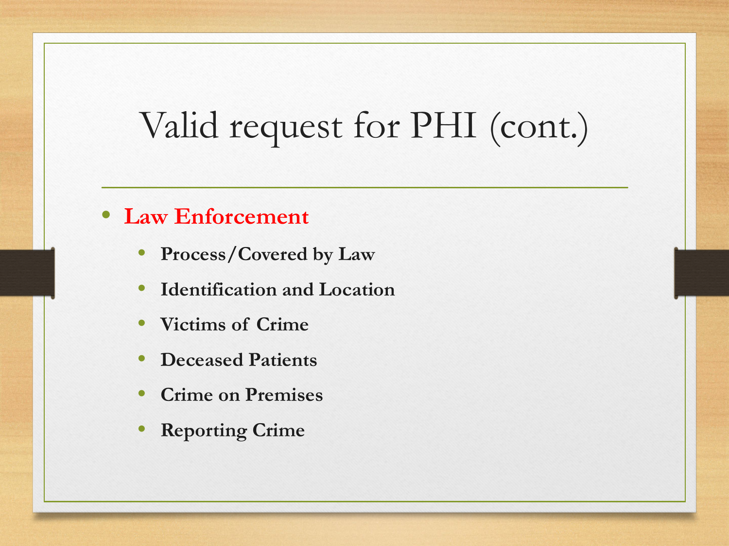# Valid request for PHI (cont.)

- **Law Enforcement**
  - **Process/Covered by Law**
  - **Identification and Location**
  - **Victims of Crime**
  - **Deceased Patients**
  - **Crime on Premises**
  - **Reporting Crime**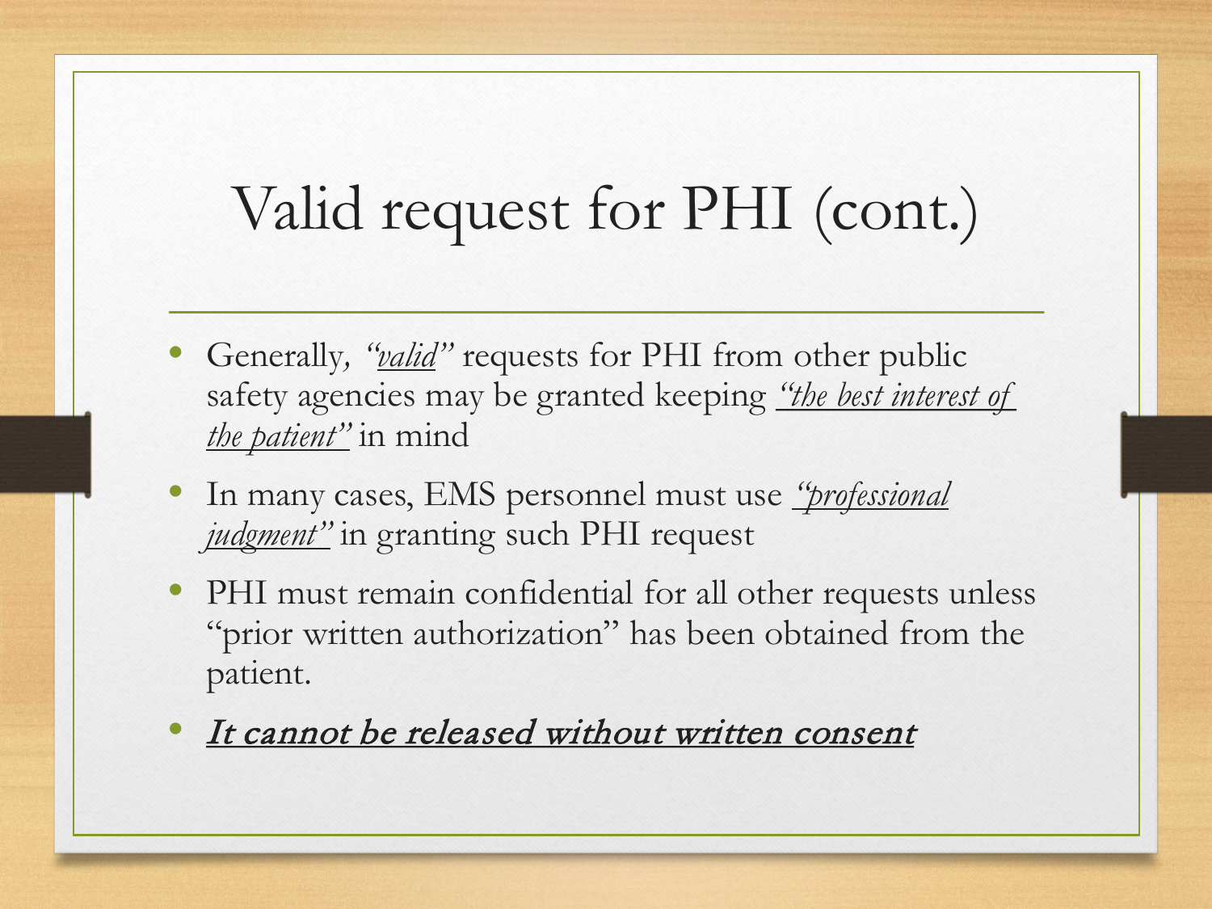# Valid request for PHI (cont.)

- Generally, *"valid"* requests for PHI from other public safety agencies may be granted keeping *"the best interest of the patient"* in mind
- In many cases, EMS personnel must use *"professional judgment"* in granting such PHI request
- PHI must remain confidential for all other requests unless "prior written authorization" has been obtained from the patient.
- ***It cannot be released without written consent***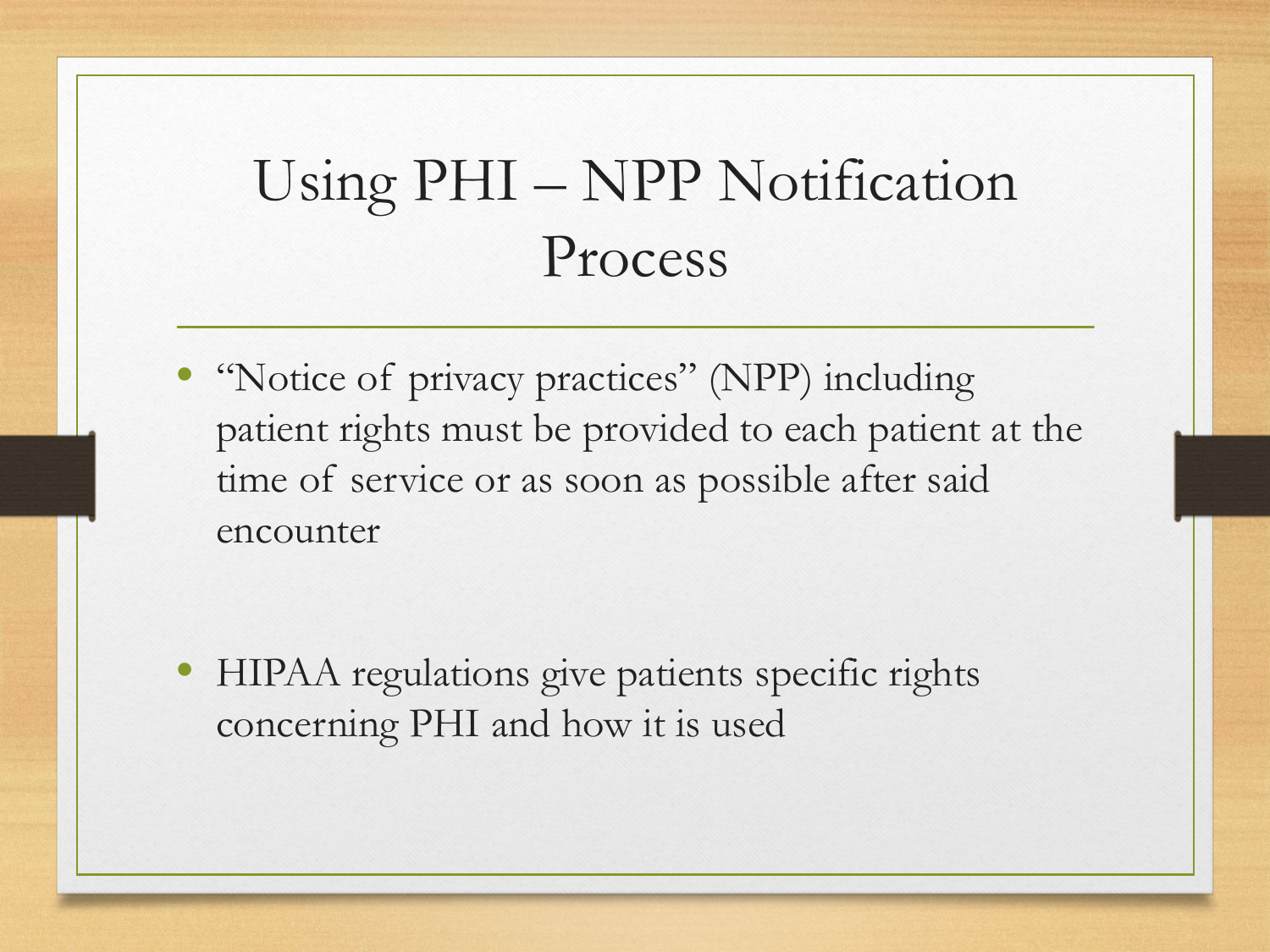# Using PHI – NPP Notification Process

- "Notice of privacy practices" (NPP) including patient rights must be provided to each patient at the time of service or as soon as possible after said encounter

- HIPAA regulations give patients specific rights concerning PHI and how it is used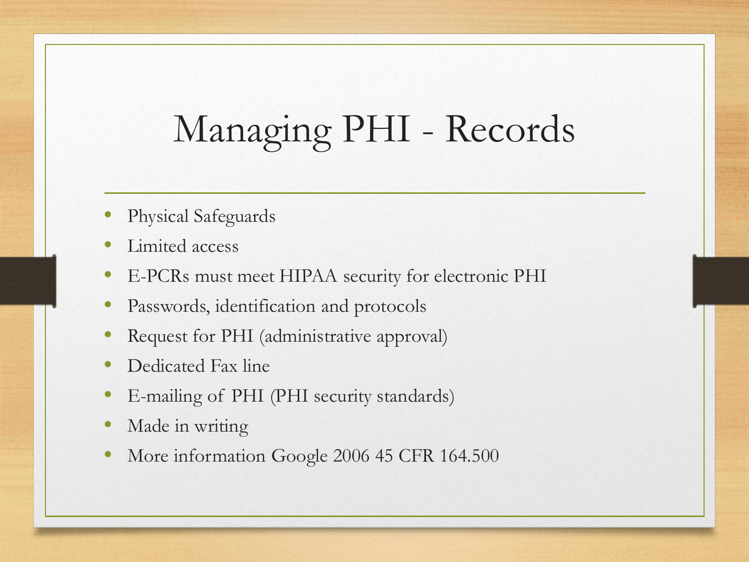# Managing PHI - Records

- Physical Safeguards
- Limited access
- E-PCRs must meet HIPAA security for electronic PHI
- Passwords, identification and protocols
- Request for PHI (administrative approval)
- Dedicated Fax line
- E-mailing of PHI (PHI security standards)
- Made in writing
- More information Google 2006 45 CFR 164.500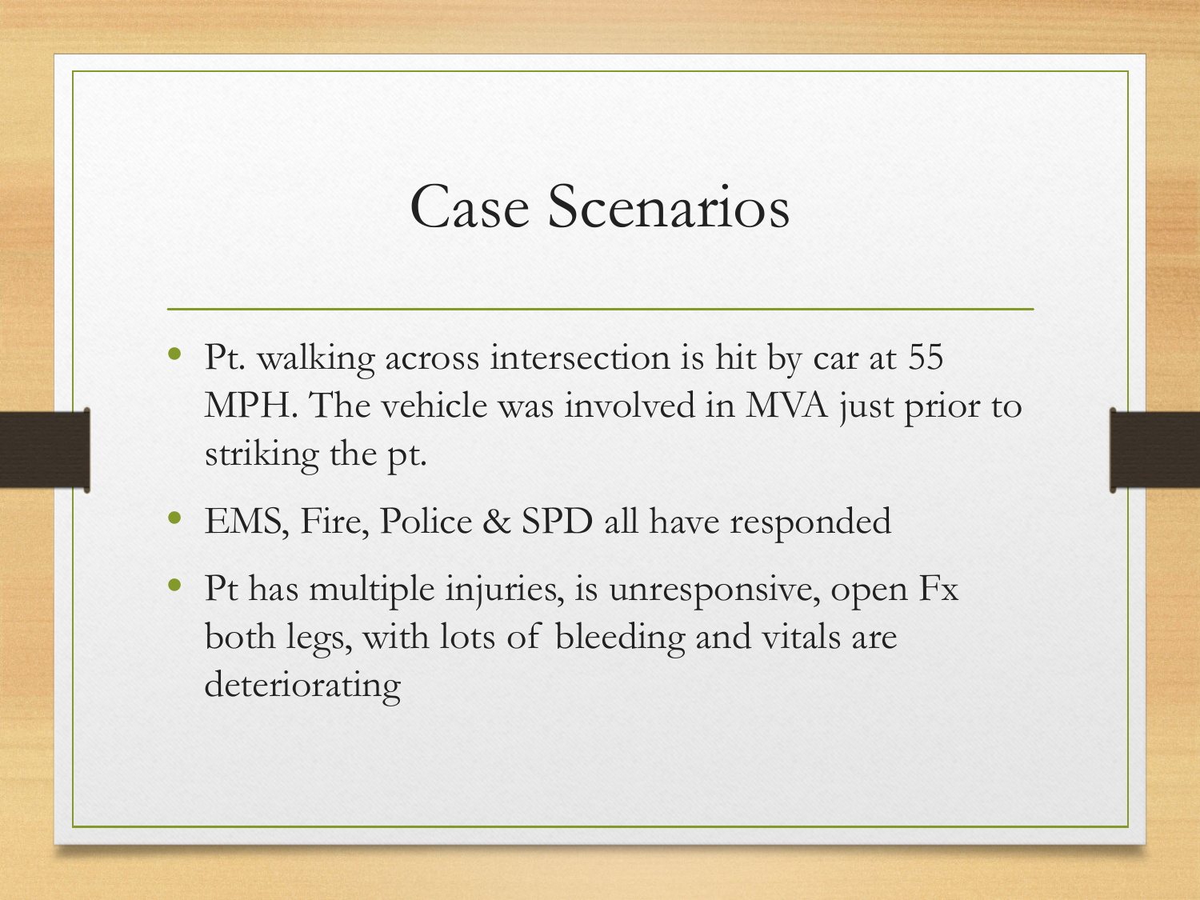# Case Scenarios

- Pt. walking across intersection is hit by car at 55 MPH. The vehicle was involved in MVA just prior to striking the pt.
- EMS, Fire, Police & SPD all have responded
- Pt has multiple injuries, is unresponsive, open Fx both legs, with lots of bleeding and vitals are deteriorating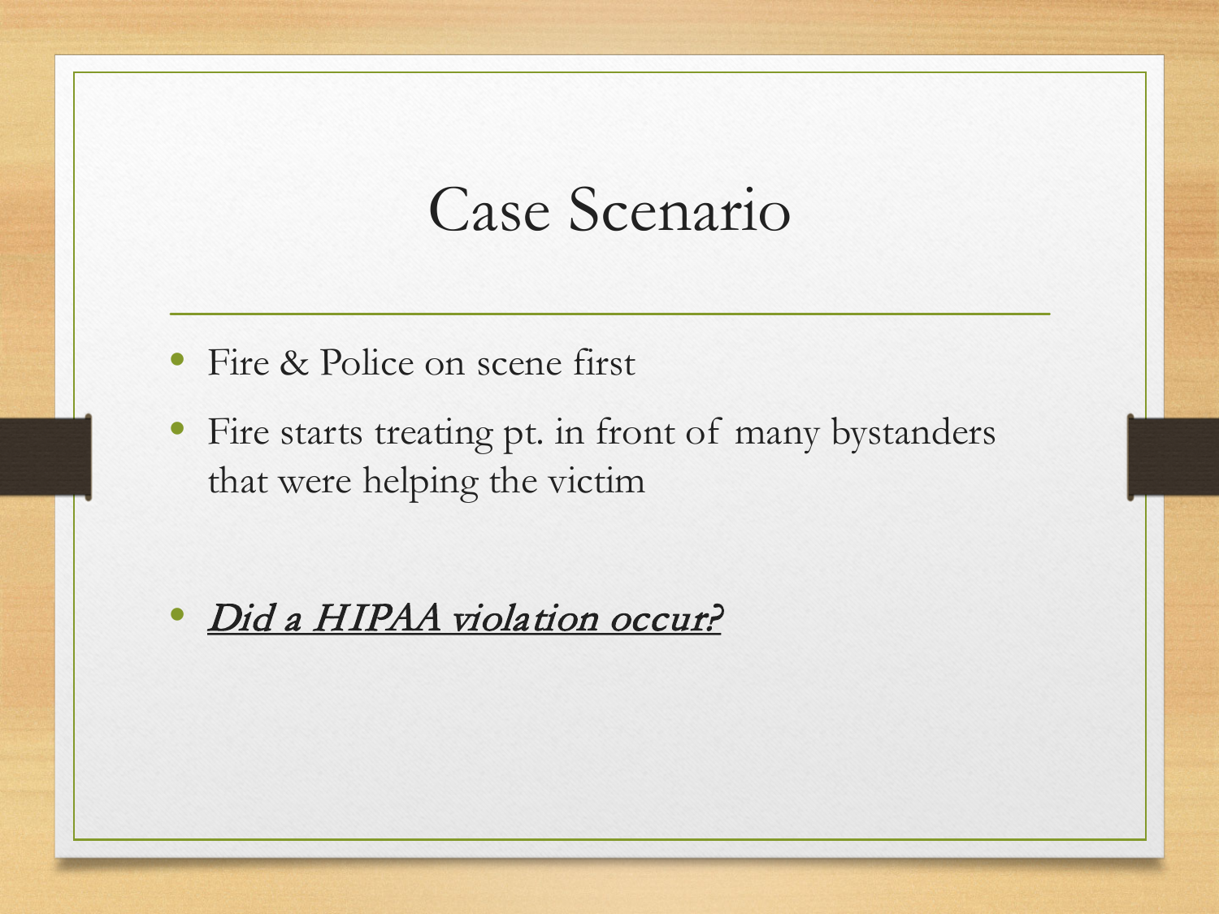# Case Scenario

- Fire & Police on scene first
- Fire starts treating pt. in front of many bystanders that were helping the victim
- ***Did a HIPAA violation occur?***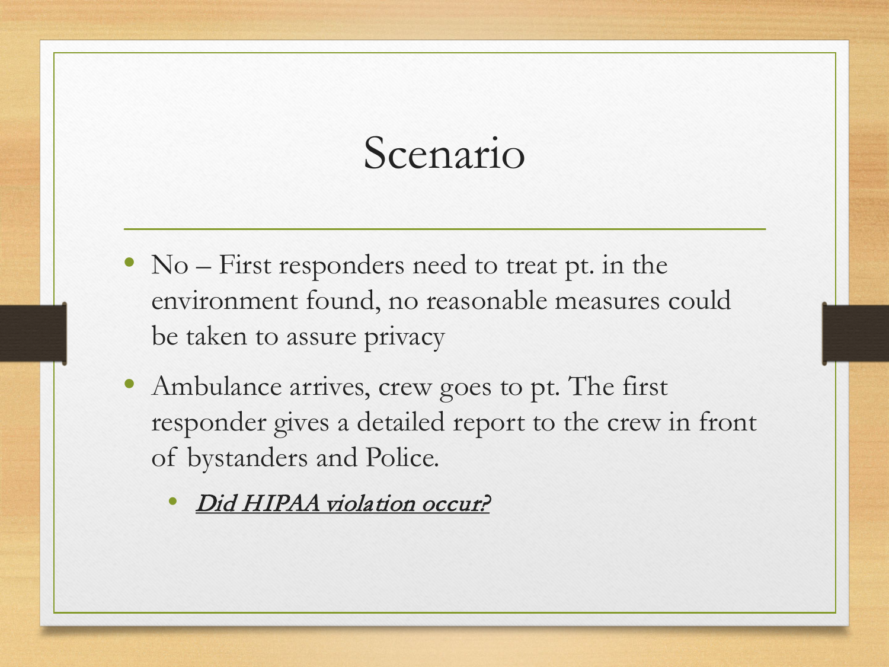# Scenario

- No – First responders need to treat pt. in the environment found, no reasonable measures could be taken to assure privacy
- Ambulance arrives, crew goes to pt. The first responder gives a detailed report to the crew in front of bystanders and Police.
  - ***Did HIPAA violation occur?***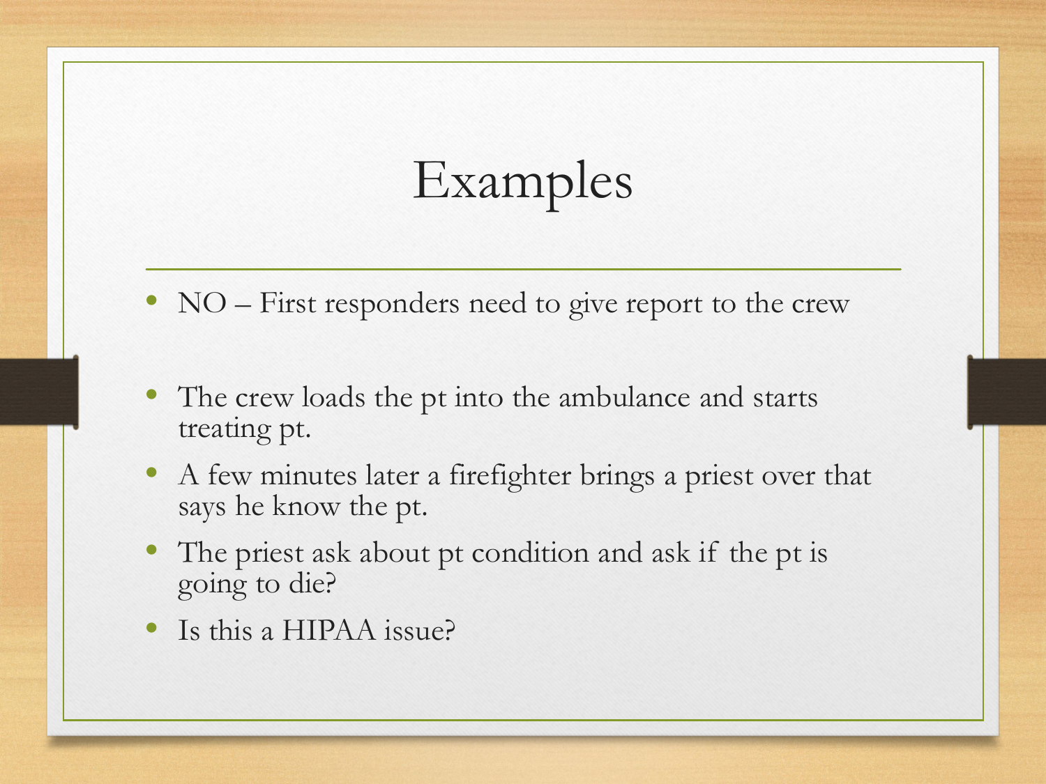# Examples

- NO – First responders need to give report to the crew

- The crew loads the pt into the ambulance and starts treating pt.
- A few minutes later a firefighter brings a priest over that says he know the pt.
- The priest ask about pt condition and ask if the pt is going to die?
- Is this a HIPAA issue?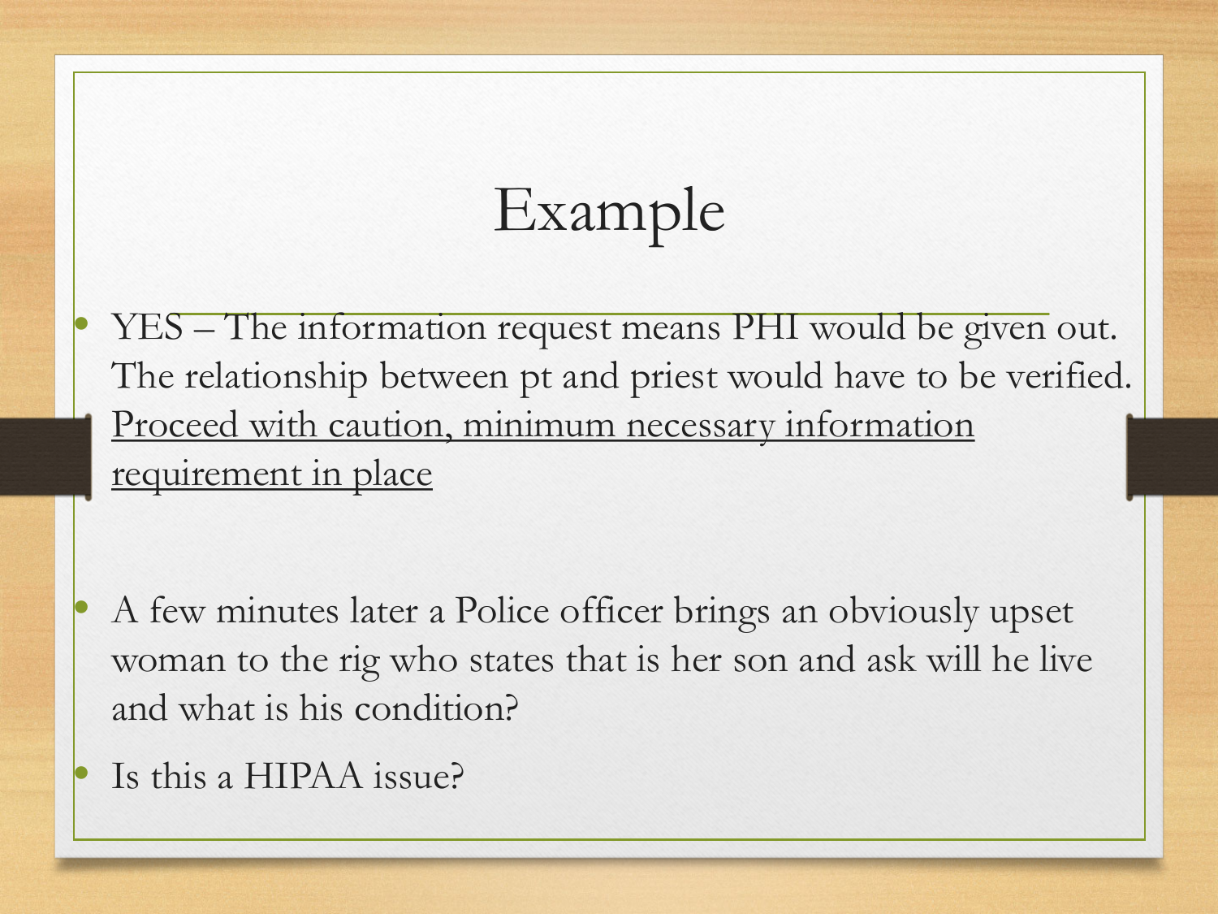# Example

- YES – The information request means PHI would be given out. The relationship between pt and priest would have to be verified. <u>Proceed with caution, minimum necessary information requirement in place</u>

- A few minutes later a Police officer brings an obviously upset woman to the rig who states that is her son and ask will he live and what is his condition?
- Is this a HIPAA issue?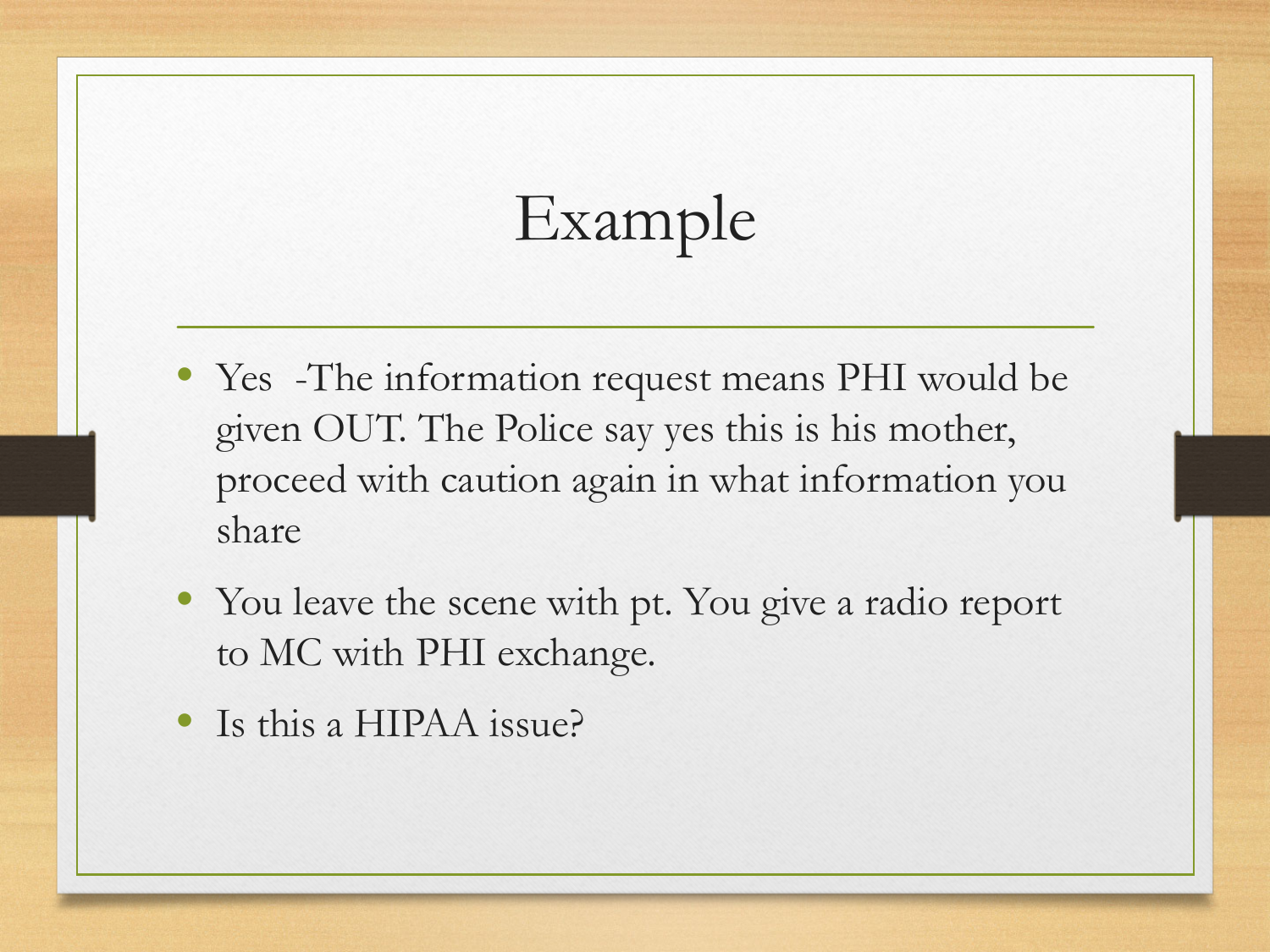# Example

- Yes -The information request means PHI would be given OUT. The Police say yes this is his mother, proceed with caution again in what information you share
- You leave the scene with pt. You give a radio report to MC with PHI exchange.
- Is this a HIPAA issue?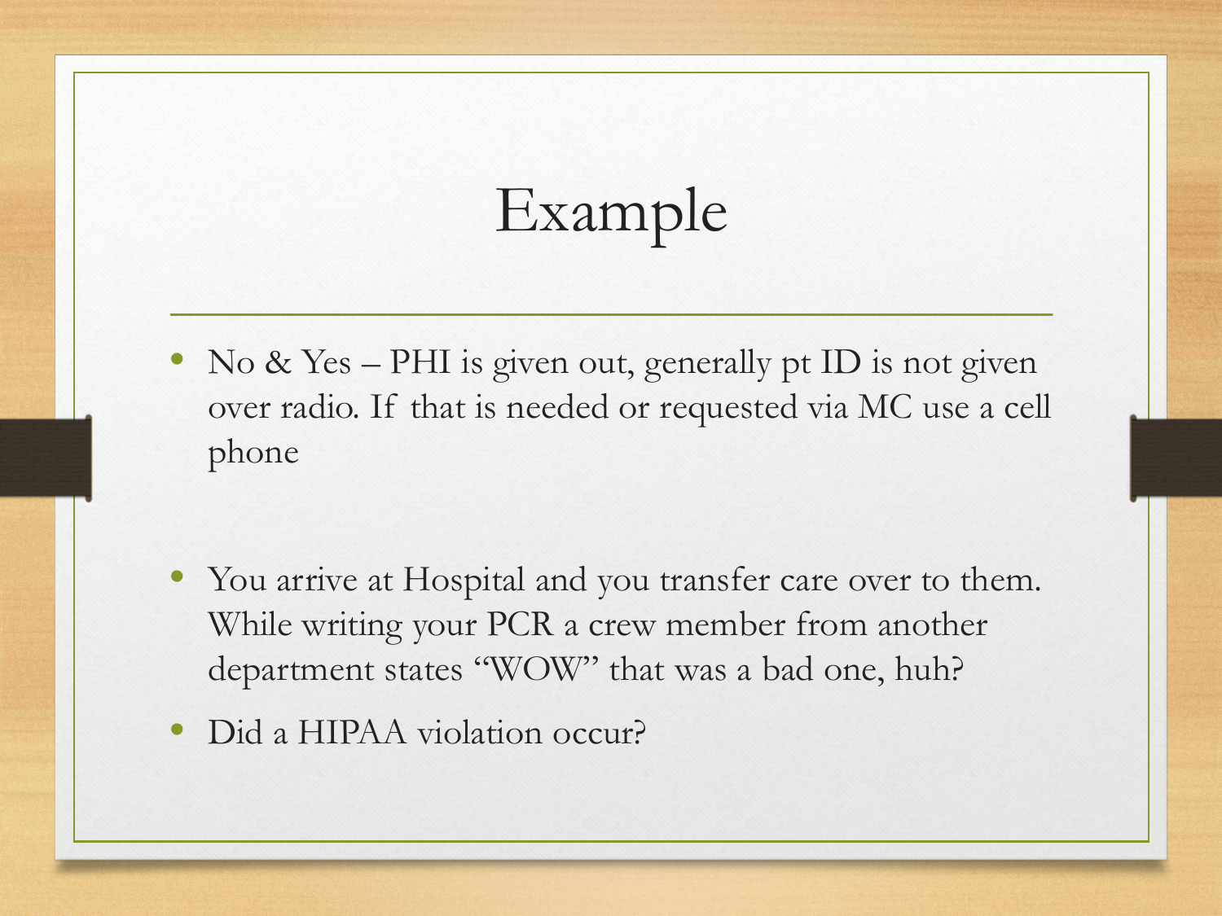# Example

- No & Yes – PHI is given out, generally pt ID is not given over radio. If that is needed or requested via MC use a cell phone

- You arrive at Hospital and you transfer care over to them. While writing your PCR a crew member from another department states "WOW" that was a bad one, huh?
- Did a HIPAA violation occur?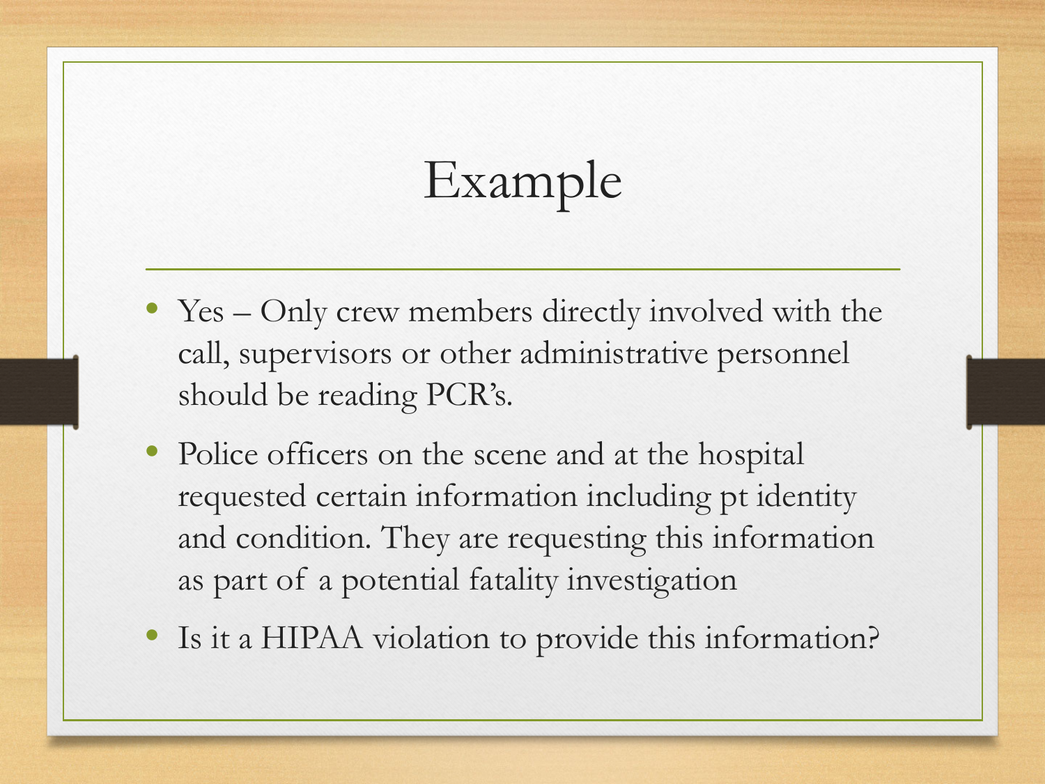# Example

- Yes – Only crew members directly involved with the call, supervisors or other administrative personnel should be reading PCR's.
- Police officers on the scene and at the hospital requested certain information including pt identity and condition. They are requesting this information as part of a potential fatality investigation
- Is it a HIPAA violation to provide this information?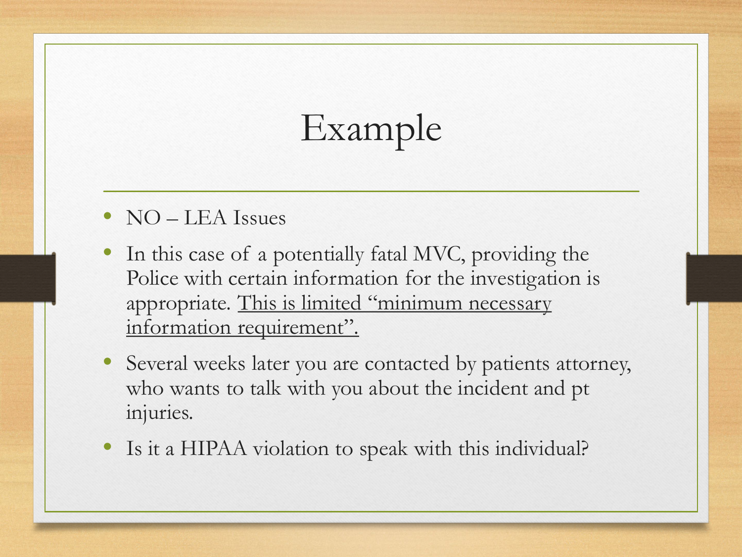# Example

- NO – LEA Issues
- In this case of a potentially fatal MVC, providing the Police with certain information for the investigation is appropriate. <u>This is limited “minimum necessary information requirement”.</u>
- Several weeks later you are contacted by patients attorney, who wants to talk with you about the incident and pt injuries.
- Is it a HIPAA violation to speak with this individual?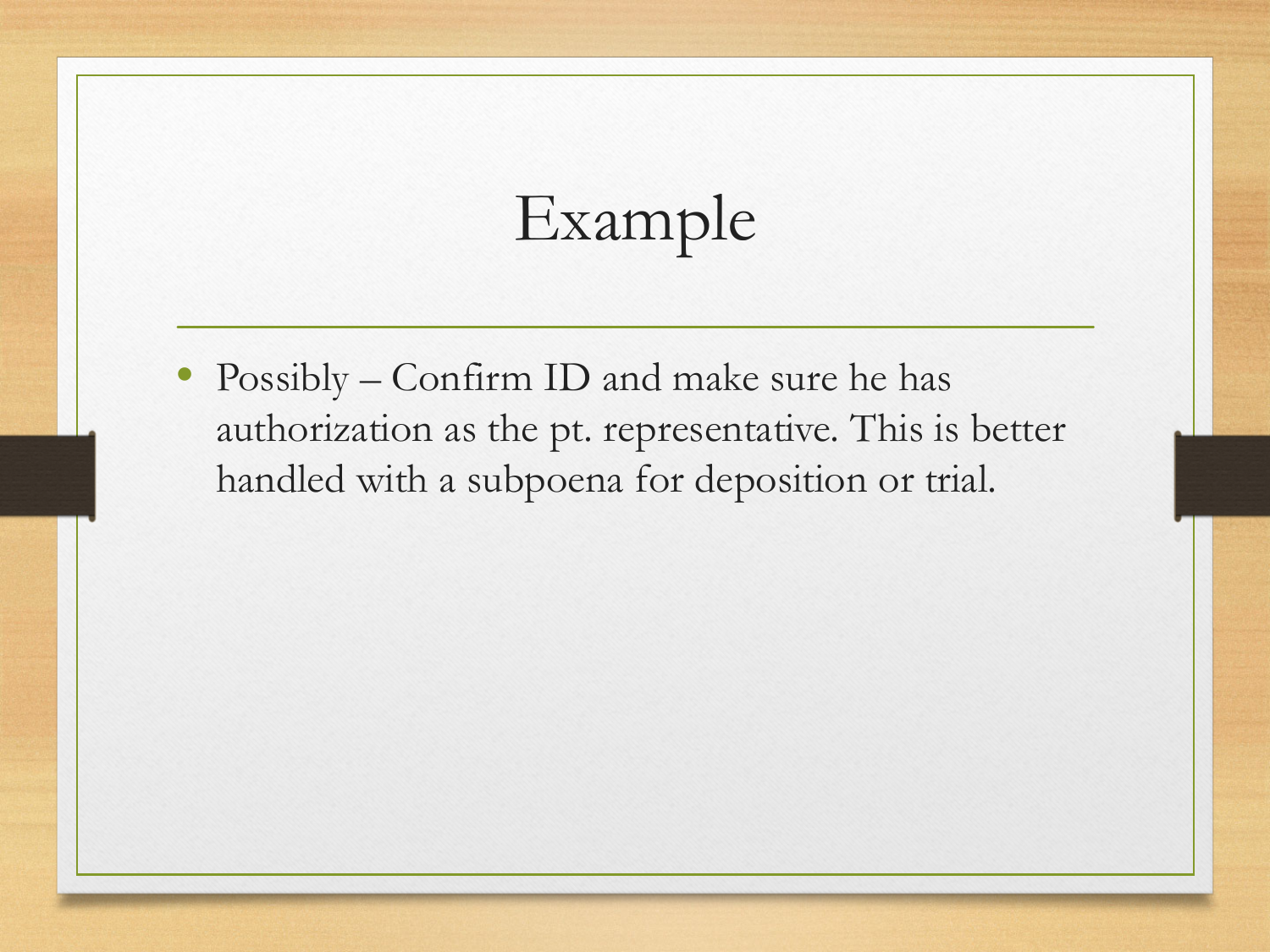# Example

- Possibly – Confirm ID and make sure he has authorization as the pt. representative. This is better handled with a subpoena for deposition or trial.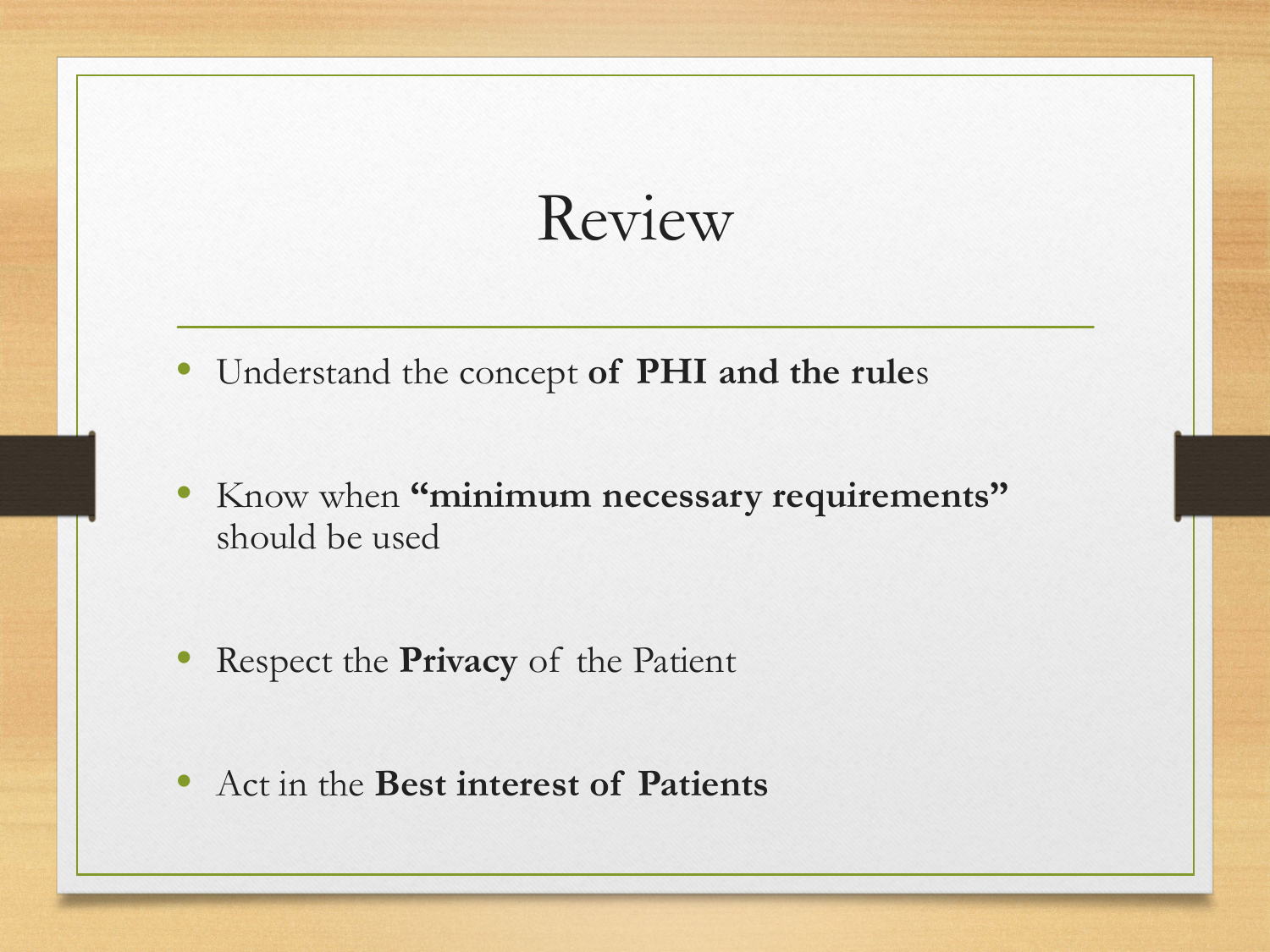# Review

- Understand the concept **of PHI and the rule**s
- Know when **“minimum necessary requirements”** should be used
- Respect the **Privacy** of the Patient
- Act in the **Best interest of Patients**